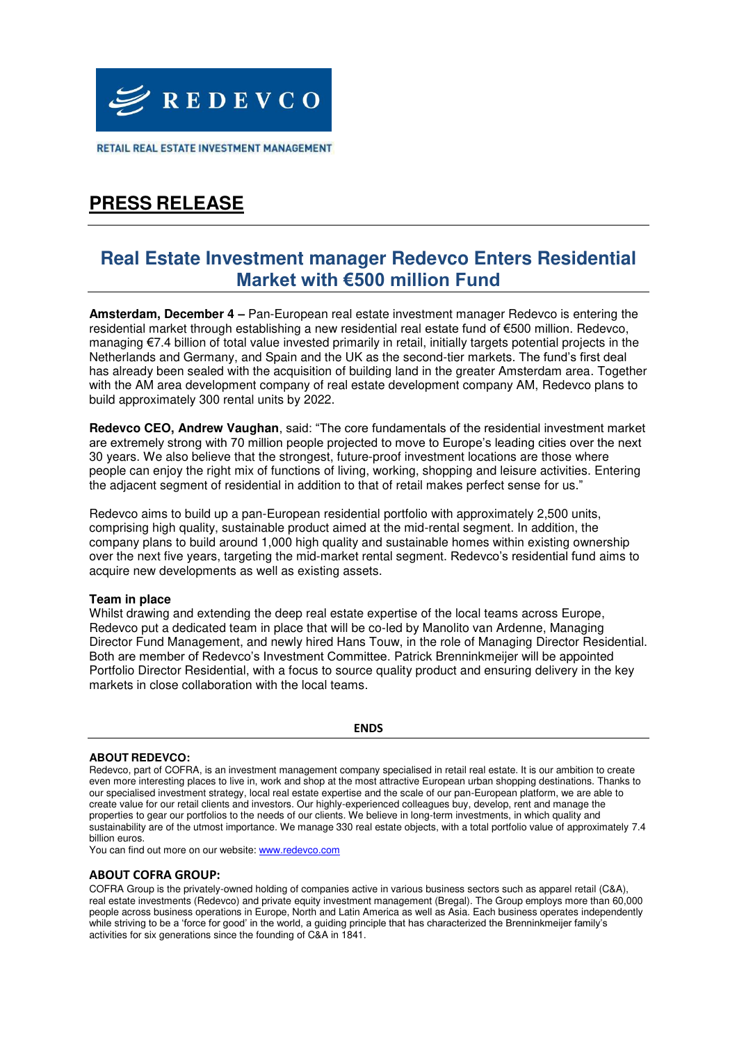REDEVCO

RETAIL REAL ESTATE INVESTMENT MANAGEMENT

# PRESS RELEASE

## Real Estate Investment manager Redevco Enters Residential Market with €500 million Fund

**Amsterdam, December 4 –** Pan-European real estate investment manager Redevco is entering the residential market through establishing a new residential real estate fund of €500 million. Redevco, managing €7.4 billion of total value invested primarily in retail, initially targets potential projects in the Netherlands and Germany, and Spain and the UK as the second-tier markets. The fund's first deal has already been sealed with the acquisition of building land in the greater Amsterdam area. Together with the AM area development company of real estate development company AM, Redevco plans to build approximately 300 rental units by 2022.

**Redevco CEO, Andrew Vaughan**, said: "The core fundamentals of the residential investment market are extremely strong with 70 million people projected to move to Europe's leading cities over the next 30 years. We also believe that the strongest, future-proof investment locations are those where people can enjoy the right mix of functions of living, working, shopping and leisure activities. Entering the adjacent segment of residential in addition to that of retail makes perfect sense for us."

Redevco aims to build up a pan-European residential portfolio with approximately 2,500 units, comprising high quality, sustainable product aimed at the mid-rental segment. In addition, the company plans to build around 1,000 high quality and sustainable homes within existing ownership over the next five years, targeting the mid-market rental segment. Redevco's residential fund aims to acquire new developments as well as existing assets.

**Team in place**

Whilst drawing and extending the deep real estate expertise of the local teams across Europe, Redevco put a dedicated team in place that will be co-led by Manolito van Ardenne, Managing Director Fund Management, and newly hired Hans Touw, in the role of Managing Director Residential. Both are member of Redevco's Investment Committee. Patrick Brenninkmeijer will be appointed Portfolio Director Residential, with a focus to source quality product and ensuring delivery in the key markets in close collaboration with the local teams.

**ENDS**

---

**ABOUT REDEVCO:**

Redevco, part of COFRA, is an investment management company specialised in retail real estate. It is our ambition to create even more interesting places to live in, work and shop at the most attractive European urban shopping destinations. Thanks to our specialised investment strategy, local real estate expertise and the scale of our pan-European platform, we are able to create value for our retail clients and investors. Our highly-experienced colleagues buy, develop, rent and manage the properties to gear our portfolios to the needs of our clients. We believe in long-term investments, in which quality and sustainability are of the utmost importance. We manage 330 real estate objects, with a total portfolio value of approximately 7.4 billion euros.

You can find out more on our website: [www.redevco.com](http://www.redevco.com)

**ABOUT COFRA GROUP:**

COFRA Group is the privately-owned holding of companies active in various business sectors such as apparel retail (C&A), real estate investments (Redevco) and private equity investment management (Bregal). The Group employs more than 60,000 people across business operations in Europe, North and Latin America as well as Asia. Each business operates independently while striving to be a 'force for good' in the world, a guiding principle that has characterized the Brenninkmeijer family's activities for six generations since the founding of C&A in 1841.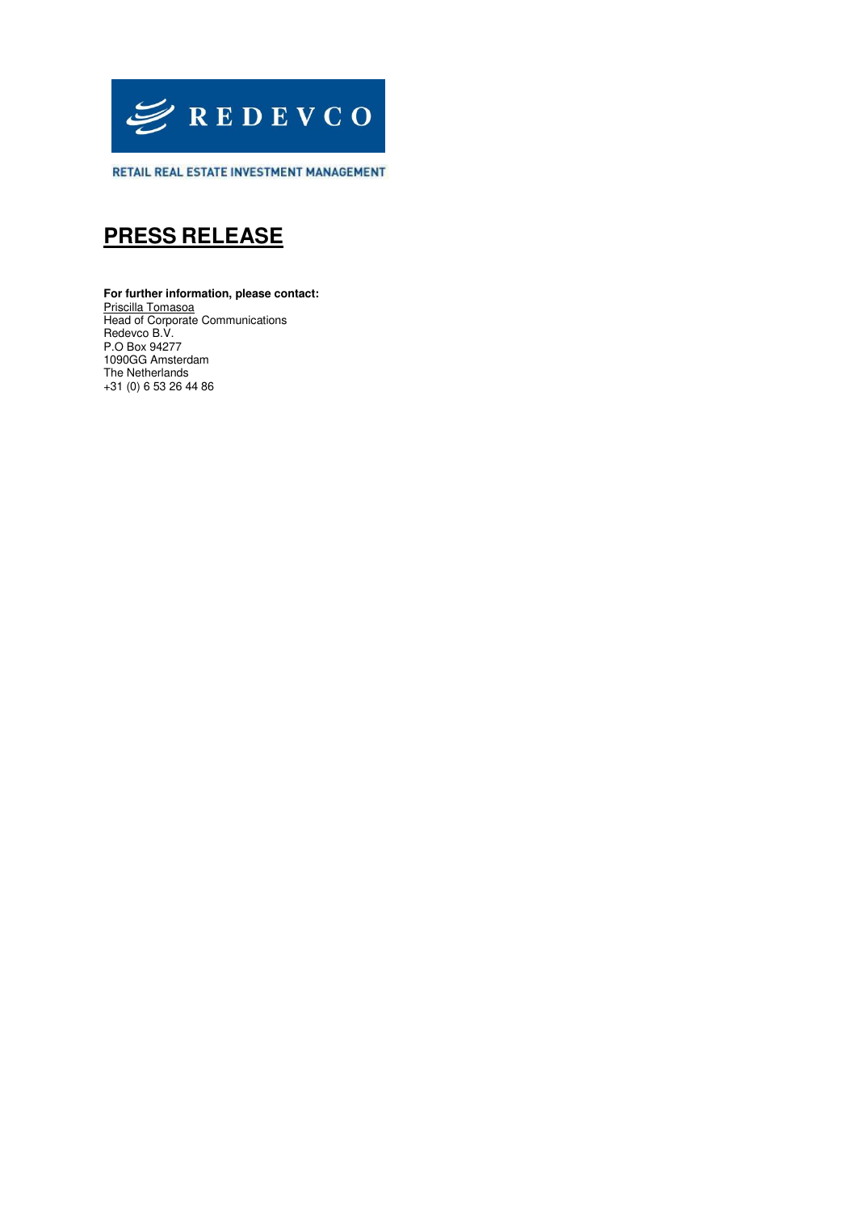REDEVCO

RETAIL REAL ESTATE INVESTMENT MANAGEMENT

# PRESS RELEASE

**For further information, please contact:**
Priscilla Tomasoa
Head of Corporate Communications
Redevco B.V.
P.O Box 94277
1090GG Amsterdam
The Netherlands
+31 (0) 6 53 26 44 86